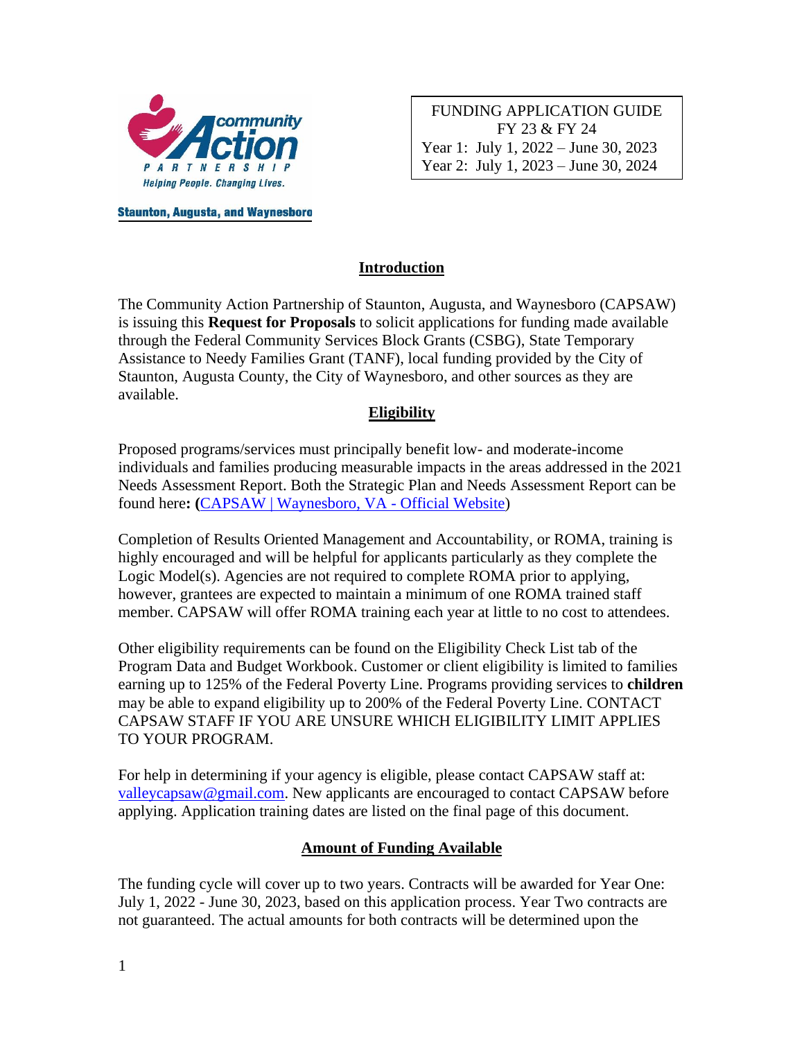community Action PARTNERSHIP
Helping People. Changing Lives.

**Staunton, Augusta, and Waynesboro**

FUNDING APPLICATION GUIDE
FY 23 & FY 24
Year 1: July 1, 2022 – June 30, 2023
Year 2: July 1, 2023 – June 30, 2024

## Introduction

The Community Action Partnership of Staunton, Augusta, and Waynesboro (CAPSAW) is issuing this **Request for Proposals** to solicit applications for funding made available through the Federal Community Services Block Grants (CSBG), State Temporary Assistance to Needy Families Grant (TANF), local funding provided by the City of Staunton, Augusta County, the City of Waynesboro, and other sources as they are available.

## Eligibility

Proposed programs/services must principally benefit low- and moderate-income individuals and families producing measurable impacts in the areas addressed in the 2021 Needs Assessment Report. Both the Strategic Plan and Needs Assessment Report can be found here**: (**CAPSAW | Waynesboro, VA - Official Website)

Completion of Results Oriented Management and Accountability, or ROMA, training is highly encouraged and will be helpful for applicants particularly as they complete the Logic Model(s). Agencies are not required to complete ROMA prior to applying, however, grantees are expected to maintain a minimum of one ROMA trained staff member. CAPSAW will offer ROMA training each year at little to no cost to attendees.

Other eligibility requirements can be found on the Eligibility Check List tab of the Program Data and Budget Workbook. Customer or client eligibility is limited to families earning up to 125% of the Federal Poverty Line. Programs providing services to **children** may be able to expand eligibility up to 200% of the Federal Poverty Line. CONTACT CAPSAW STAFF IF YOU ARE UNSURE WHICH ELIGIBILITY LIMIT APPLIES TO YOUR PROGRAM.

For help in determining if your agency is eligible, please contact CAPSAW staff at: valleycapsaw@gmail.com. New applicants are encouraged to contact CAPSAW before applying. Application training dates are listed on the final page of this document.

## Amount of Funding Available

The funding cycle will cover up to two years. Contracts will be awarded for Year One: July 1, 2022 - June 30, 2023, based on this application process. Year Two contracts are not guaranteed. The actual amounts for both contracts will be determined upon the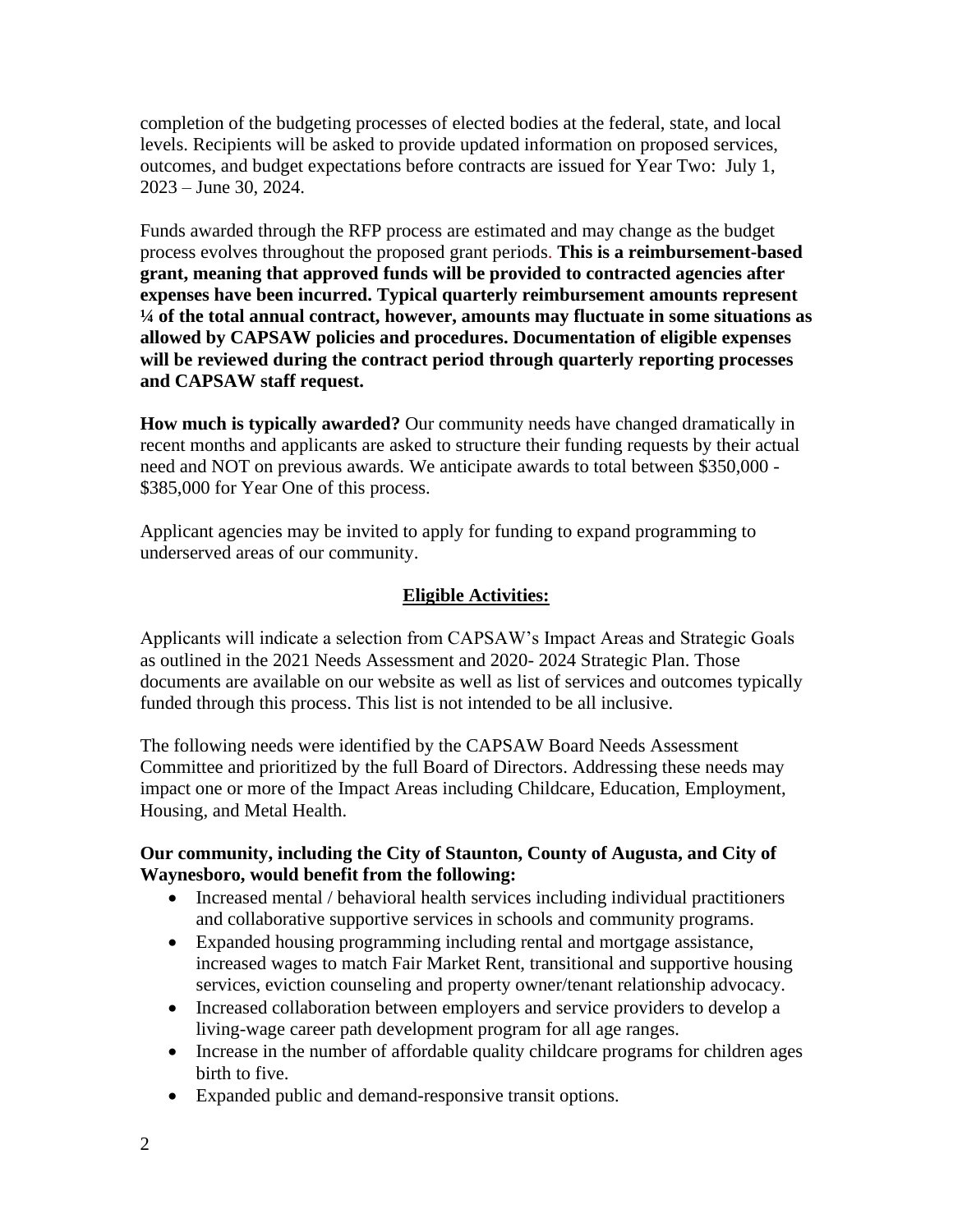completion of the budgeting processes of elected bodies at the federal, state, and local levels. Recipients will be asked to provide updated information on proposed services, outcomes, and budget expectations before contracts are issued for Year Two: July 1, 2023 – June 30, 2024.

Funds awarded through the RFP process are estimated and may change as the budget process evolves throughout the proposed grant periods. **This is a reimbursement-based grant, meaning that approved funds will be provided to contracted agencies after expenses have been incurred. Typical quarterly reimbursement amounts represent ¼ of the total annual contract, however, amounts may fluctuate in some situations as allowed by CAPSAW policies and procedures. Documentation of eligible expenses will be reviewed during the contract period through quarterly reporting processes and CAPSAW staff request.**

**How much is typically awarded?** Our community needs have changed dramatically in recent months and applicants are asked to structure their funding requests by their actual need and NOT on previous awards. We anticipate awards to total between $350,000 - $385,000 for Year One of this process.

Applicant agencies may be invited to apply for funding to expand programming to underserved areas of our community.

## Eligible Activities:

Applicants will indicate a selection from CAPSAW's Impact Areas and Strategic Goals as outlined in the 2021 Needs Assessment and 2020- 2024 Strategic Plan. Those documents are available on our website as well as list of services and outcomes typically funded through this process. This list is not intended to be all inclusive.

The following needs were identified by the CAPSAW Board Needs Assessment Committee and prioritized by the full Board of Directors. Addressing these needs may impact one or more of the Impact Areas including Childcare, Education, Employment, Housing, and Metal Health.

**Our community, including the City of Staunton, County of Augusta, and City of Waynesboro, would benefit from the following:**

- Increased mental / behavioral health services including individual practitioners and collaborative supportive services in schools and community programs.
- Expanded housing programming including rental and mortgage assistance, increased wages to match Fair Market Rent, transitional and supportive housing services, eviction counseling and property owner/tenant relationship advocacy.
- Increased collaboration between employers and service providers to develop a living-wage career path development program for all age ranges.
- Increase in the number of affordable quality childcare programs for children ages birth to five.
- Expanded public and demand-responsive transit options.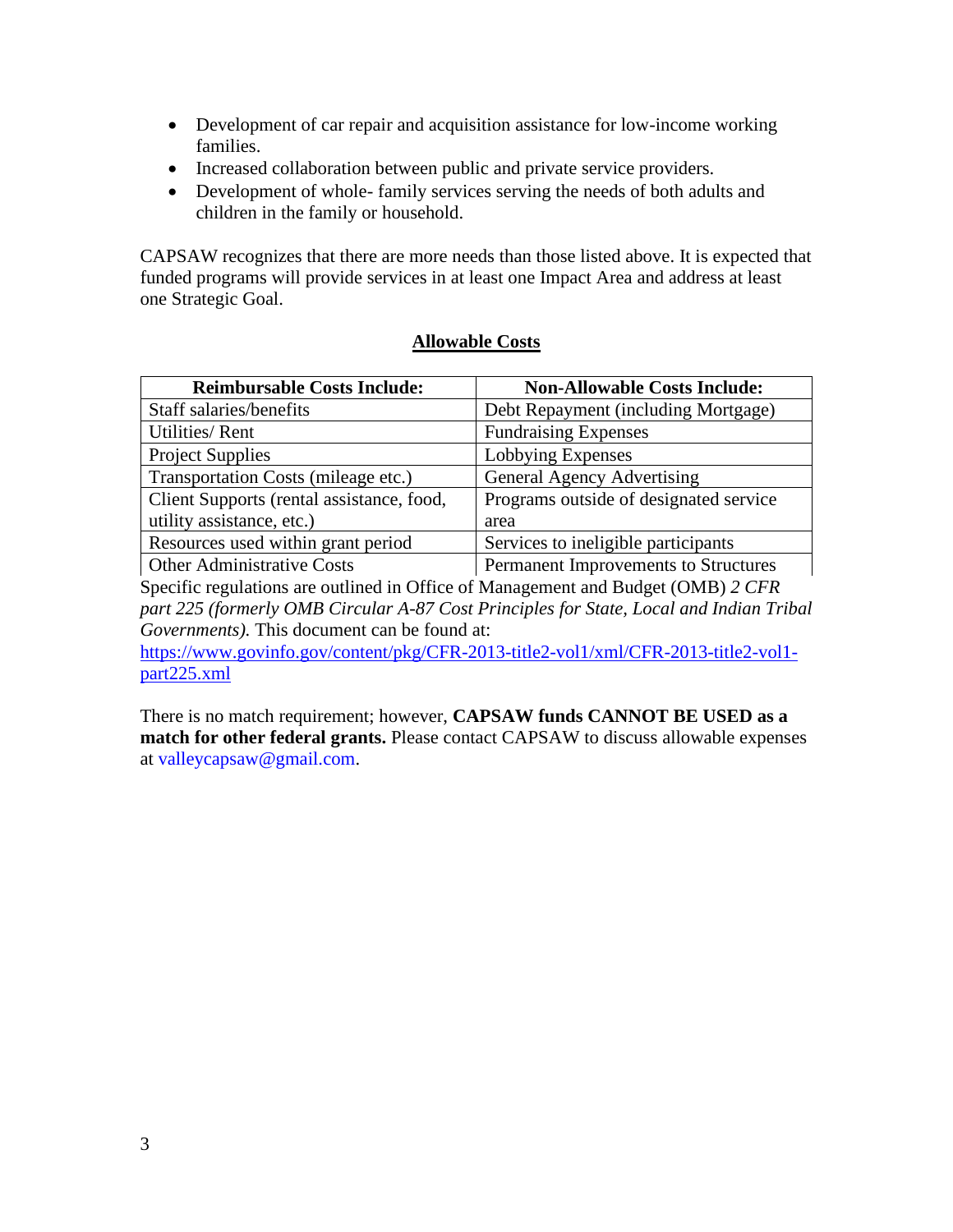- Development of car repair and acquisition assistance for low-income working families.
- Increased collaboration between public and private service providers.
- Development of whole- family services serving the needs of both adults and children in the family or household.

CAPSAW recognizes that there are more needs than those listed above. It is expected that funded programs will provide services in at least one Impact Area and address at least one Strategic Goal.

**Allowable Costs**

| Reimbursable Costs Include: | Non-Allowable Costs Include: |
|---|---|
| Staff salaries/benefits | Debt Repayment (including Mortgage) |
| Utilities/ Rent | Fundraising Expenses |
| Project Supplies | Lobbying Expenses |
| Transportation Costs (mileage etc.) | General Agency Advertising |
| Client Supports (rental assistance, food, utility assistance, etc.) | Programs outside of designated service area |
| Resources used within grant period | Services to ineligible participants |
| Other Administrative Costs | Permanent Improvements to Structures |

Specific regulations are outlined in Office of Management and Budget (OMB) *2 CFR part 225 (formerly OMB Circular A-87 Cost Principles for State, Local and Indian Tribal Governments).* This document can be found at: https://www.govinfo.gov/content/pkg/CFR-2013-title2-vol1/xml/CFR-2013-title2-vol1-part225.xml

There is no match requirement; however, **CAPSAW funds CANNOT BE USED as a match for other federal grants.** Please contact CAPSAW to discuss allowable expenses at valleycapsaw@gmail.com.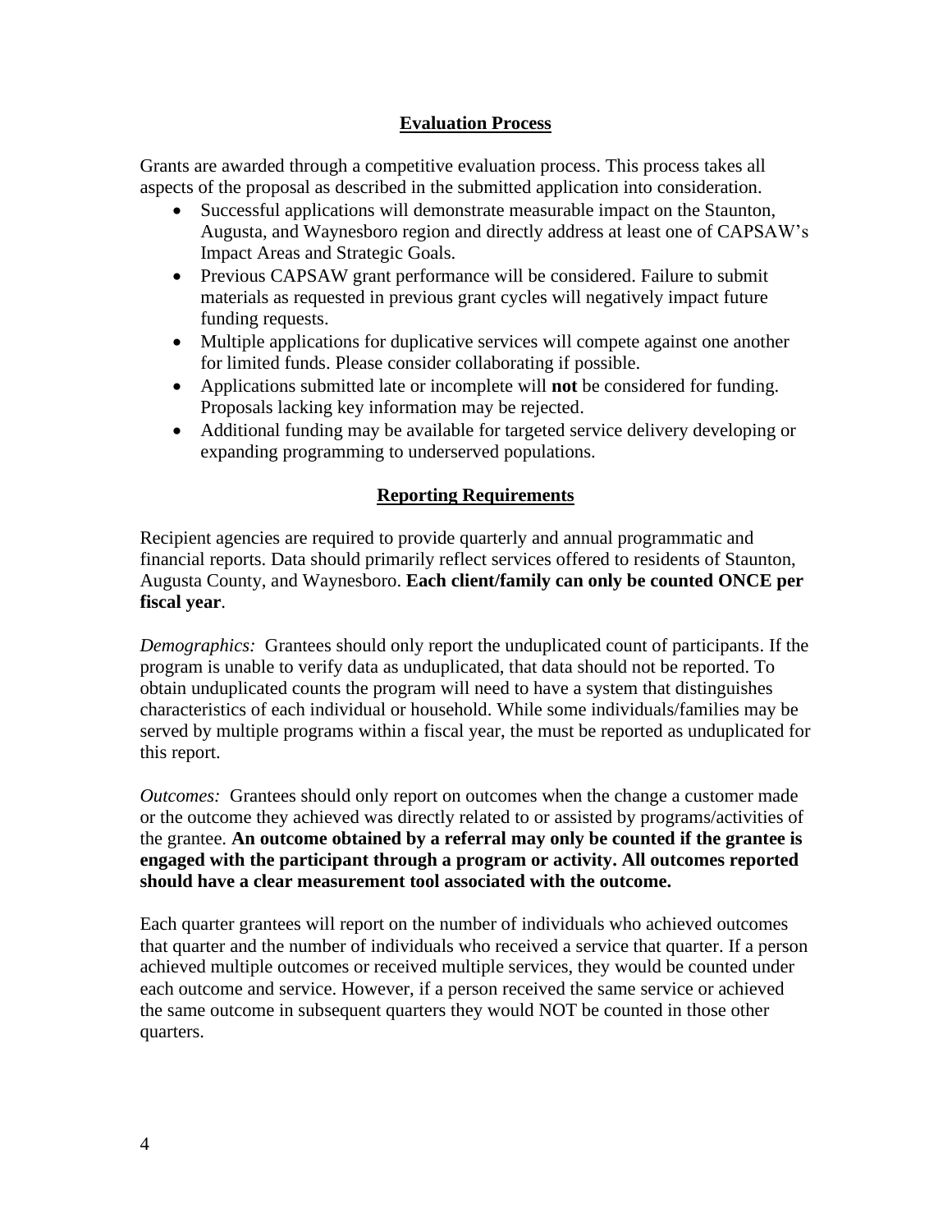## Evaluation Process

Grants are awarded through a competitive evaluation process. This process takes all aspects of the proposal as described in the submitted application into consideration.

- Successful applications will demonstrate measurable impact on the Staunton, Augusta, and Waynesboro region and directly address at least one of CAPSAW's Impact Areas and Strategic Goals.
- Previous CAPSAW grant performance will be considered. Failure to submit materials as requested in previous grant cycles will negatively impact future funding requests.
- Multiple applications for duplicative services will compete against one another for limited funds. Please consider collaborating if possible.
- Applications submitted late or incomplete will **not** be considered for funding. Proposals lacking key information may be rejected.
- Additional funding may be available for targeted service delivery developing or expanding programming to underserved populations.

## Reporting Requirements

Recipient agencies are required to provide quarterly and annual programmatic and financial reports. Data should primarily reflect services offered to residents of Staunton, Augusta County, and Waynesboro. **Each client/family can only be counted ONCE per fiscal year**.

*Demographics:* Grantees should only report the unduplicated count of participants. If the program is unable to verify data as unduplicated, that data should not be reported. To obtain unduplicated counts the program will need to have a system that distinguishes characteristics of each individual or household. While some individuals/families may be served by multiple programs within a fiscal year, the must be reported as unduplicated for this report.

*Outcomes:* Grantees should only report on outcomes when the change a customer made or the outcome they achieved was directly related to or assisted by programs/activities of the grantee. **An outcome obtained by a referral may only be counted if the grantee is engaged with the participant through a program or activity. All outcomes reported should have a clear measurement tool associated with the outcome.**

Each quarter grantees will report on the number of individuals who achieved outcomes that quarter and the number of individuals who received a service that quarter. If a person achieved multiple outcomes or received multiple services, they would be counted under each outcome and service. However, if a person received the same service or achieved the same outcome in subsequent quarters they would NOT be counted in those other quarters.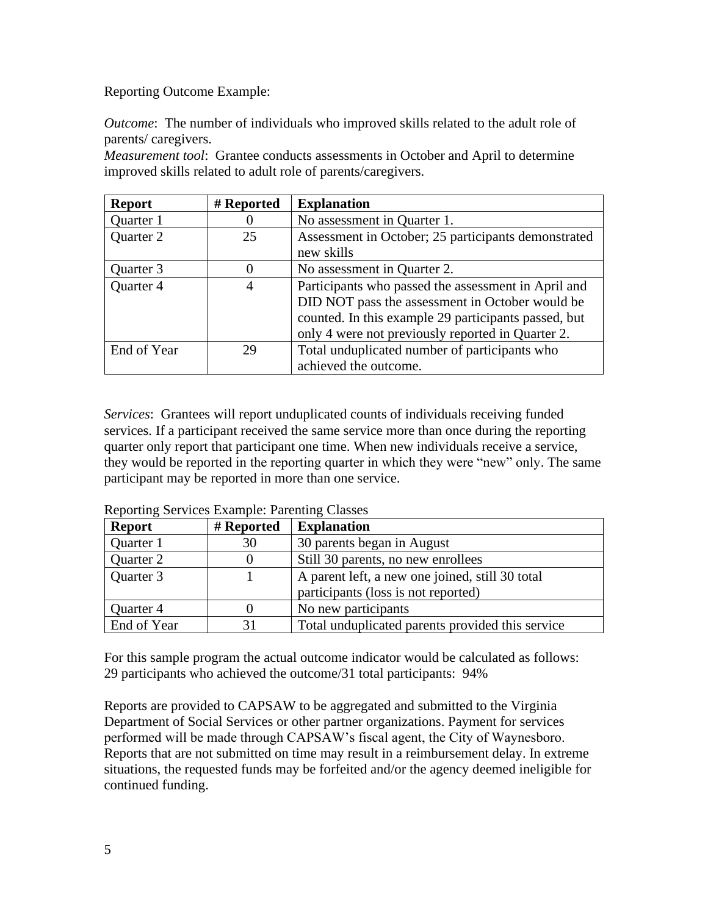Reporting Outcome Example:

*Outcome*: The number of individuals who improved skills related to the adult role of parents/ caregivers.
*Measurement tool*: Grantee conducts assessments in October and April to determine improved skills related to adult role of parents/caregivers.

| Report | # Reported | Explanation |
| --- | --- | --- |
| Quarter 1 | 0 | No assessment in Quarter 1. |
| Quarter 2 | 25 | Assessment in October; 25 participants demonstrated new skills |
| Quarter 3 | 0 | No assessment in Quarter 2. |
| Quarter 4 | 4 | Participants who passed the assessment in April and DID NOT pass the assessment in October would be counted. In this example 29 participants passed, but only 4 were not previously reported in Quarter 2. |
| End of Year | 29 | Total unduplicated number of participants who achieved the outcome. |

*Services*: Grantees will report unduplicated counts of individuals receiving funded services. If a participant received the same service more than once during the reporting quarter only report that participant one time. When new individuals receive a service, they would be reported in the reporting quarter in which they were "new" only. The same participant may be reported in more than one service.

Reporting Services Example: Parenting Classes

| Report | # Reported | Explanation |
| --- | --- | --- |
| Quarter 1 | 30 | 30 parents began in August |
| Quarter 2 | 0 | Still 30 parents, no new enrollees |
| Quarter 3 | 1 | A parent left, a new one joined, still 30 total participants (loss is not reported) |
| Quarter 4 | 0 | No new participants |
| End of Year | 31 | Total unduplicated parents provided this service |

For this sample program the actual outcome indicator would be calculated as follows:
29 participants who achieved the outcome/31 total participants: 94%

Reports are provided to CAPSAW to be aggregated and submitted to the Virginia Department of Social Services or other partner organizations. Payment for services performed will be made through CAPSAW's fiscal agent, the City of Waynesboro. Reports that are not submitted on time may result in a reimbursement delay. In extreme situations, the requested funds may be forfeited and/or the agency deemed ineligible for continued funding.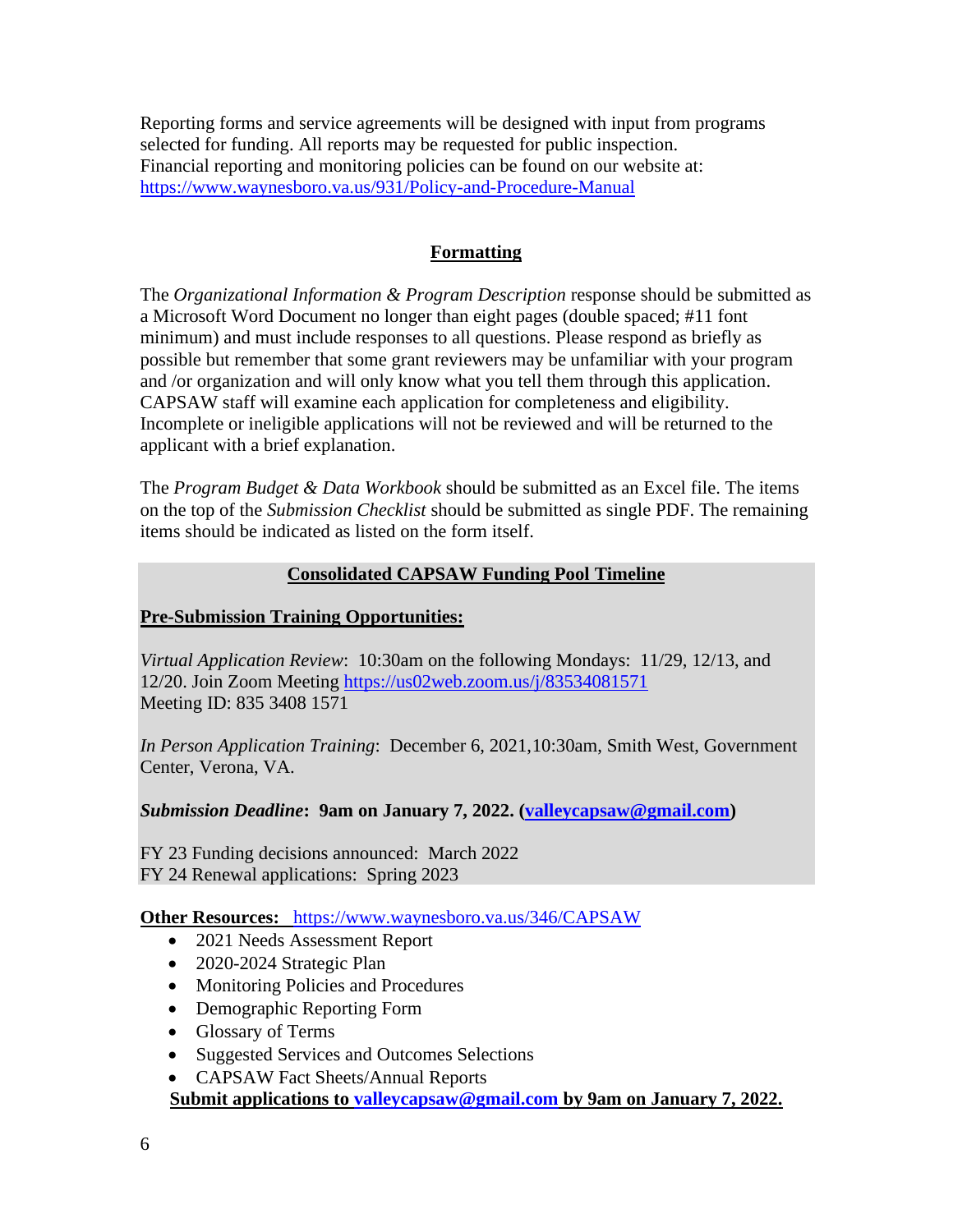Reporting forms and service agreements will be designed with input from programs selected for funding. All reports may be requested for public inspection. Financial reporting and monitoring policies can be found on our website at: https://www.waynesboro.va.us/931/Policy-and-Procedure-Manual

## Formatting

The *Organizational Information & Program Description* response should be submitted as a Microsoft Word Document no longer than eight pages (double spaced; #11 font minimum) and must include responses to all questions. Please respond as briefly as possible but remember that some grant reviewers may be unfamiliar with your program and /or organization and will only know what you tell them through this application. CAPSAW staff will examine each application for completeness and eligibility. Incomplete or ineligible applications will not be reviewed and will be returned to the applicant with a brief explanation.

The *Program Budget & Data Workbook* should be submitted as an Excel file. The items on the top of the *Submission Checklist* should be submitted as single PDF. The remaining items should be indicated as listed on the form itself.

## Consolidated CAPSAW Funding Pool Timeline

**Pre-Submission Training Opportunities:**

*Virtual Application Review*: 10:30am on the following Mondays: 11/29, 12/13, and 12/20. Join Zoom Meeting https://us02web.zoom.us/j/83534081571
Meeting ID: 835 3408 1571

*In Person Application Training*: December 6, 2021,10:30am, Smith West, Government Center, Verona, VA.

***Submission Deadline*: 9am on January 7, 2022. (valleycapsaw@gmail.com)**

FY 23 Funding decisions announced: March 2022
FY 24 Renewal applications: Spring 2023

**Other Resources:** https://www.waynesboro.va.us/346/CAPSAW

- 2021 Needs Assessment Report
- 2020-2024 Strategic Plan
- Monitoring Policies and Procedures
- Demographic Reporting Form
- Glossary of Terms
- Suggested Services and Outcomes Selections
- CAPSAW Fact Sheets/Annual Reports

**Submit applications to valleycapsaw@gmail.com by 9am on January 7, 2022.**